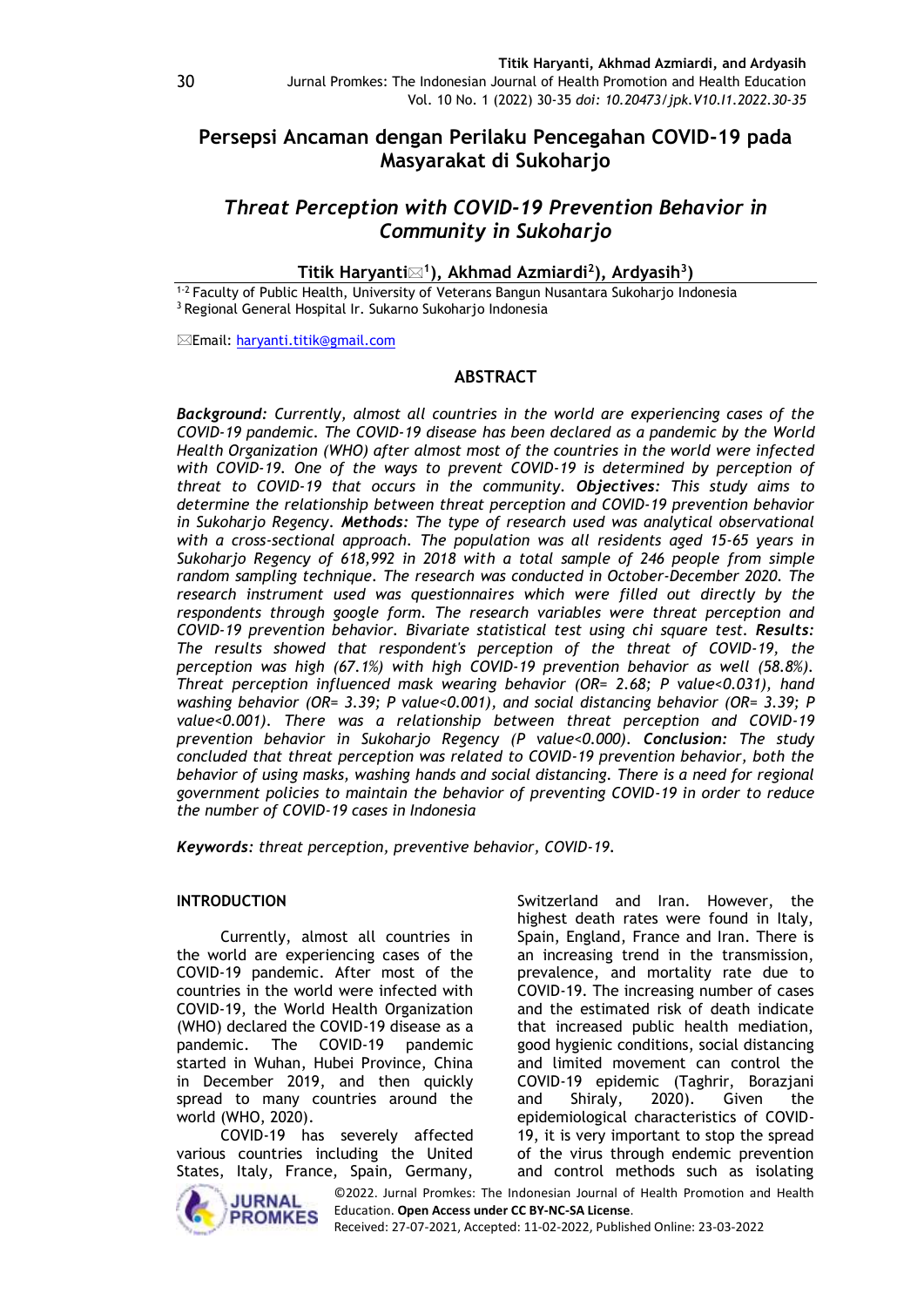# Persepsi Ancaman dengan Perilaku Pencegahan COVID-19 pada Masyarakat di Sukoharjo

## *Threat Perception with COVID-19 Prevention Behavior in Community in Sukoharjo*

**Titik Haryanti✉[1]), Akhmad Azmiardi[2]), Ardyasih[3])**

[1-2] Faculty of Public Health, University of Veterans Bangun Nusantara Sukoharjo Indonesia
[3] Regional General Hospital Ir. Sukarno Sukoharjo Indonesia

✉Email: haryanti.titik@gmail.com

### ABSTRACT

***Background:*** *Currently, almost all countries in the world are experiencing cases of the COVID-19 pandemic. The COVID-19 disease has been declared as a pandemic by the World Health Organization (WHO) after almost most of the countries in the world were infected with COVID-19. One of the ways to prevent COVID-19 is determined by perception of threat to COVID-19 that occurs in the community.* ***Objectives:*** *This study aims to determine the relationship between threat perception and COVID-19 prevention behavior in Sukoharjo Regency.* ***Methods:*** *The type of research used was analytical observational with a cross-sectional approach. The population was all residents aged 15-65 years in Sukoharjo Regency of 618,992 in 2018 with a total sample of 246 people from simple random sampling technique. The research was conducted in October-December 2020. The research instrument used was questionnaires which were filled out directly by the respondents through google form. The research variables were threat perception and COVID-19 prevention behavior. Bivariate statistical test using chi square test.* ***Results:*** *The results showed that respondent's perception of the threat of COVID-19, the perception was high (67.1%) with high COVID-19 prevention behavior as well (58.8%). Threat perception influenced mask wearing behavior (OR= 2.68; P value<0.031), hand washing behavior (OR= 3.39; P value<0.001), and social distancing behavior (OR= 3.39; P value<0.001). There was a relationship between threat perception and COVID-19 prevention behavior in Sukoharjo Regency (P value<0.000).* ***Conclusion:*** *The study concluded that threat perception was related to COVID-19 prevention behavior, both the behavior of using masks, washing hands and social distancing. There is a need for regional government policies to maintain the behavior of preventing COVID-19 in order to reduce the number of COVID-19 cases in Indonesia*

***Keywords:*** *threat perception, preventive behavior, COVID-19.*

### INTRODUCTION

Currently, almost all countries in the world are experiencing cases of the COVID-19 pandemic. After most of the countries in the world were infected with COVID-19, the World Health Organization (WHO) declared the COVID-19 disease as a pandemic. The COVID-19 pandemic started in Wuhan, Hubei Province, China in December 2019, and then quickly spread to many countries around the world (WHO, 2020).

COVID-19 has severely affected various countries including the United States, Italy, France, Spain, Germany, Switzerland and Iran. However, the highest death rates were found in Italy, Spain, England, France and Iran. There is an increasing trend in the transmission, prevalence, and mortality rate due to COVID-19. The increasing number of cases and the estimated risk of death indicate that increased public health mediation, good hygienic conditions, social distancing and limited movement can control the COVID-19 epidemic (Taghrir, Borazjani and Shiraly, 2020). Given the epidemiological characteristics of COVID-19, it is very important to stop the spread of the virus through endemic prevention and control methods such as isolating

©2022. Jurnal Promkes: The Indonesian Journal of Health Promotion and Health Education. **Open Access under CC BY-NC-SA License**.
Received: 27-07-2021, Accepted: 11-02-2022, Published Online: 23-03-2022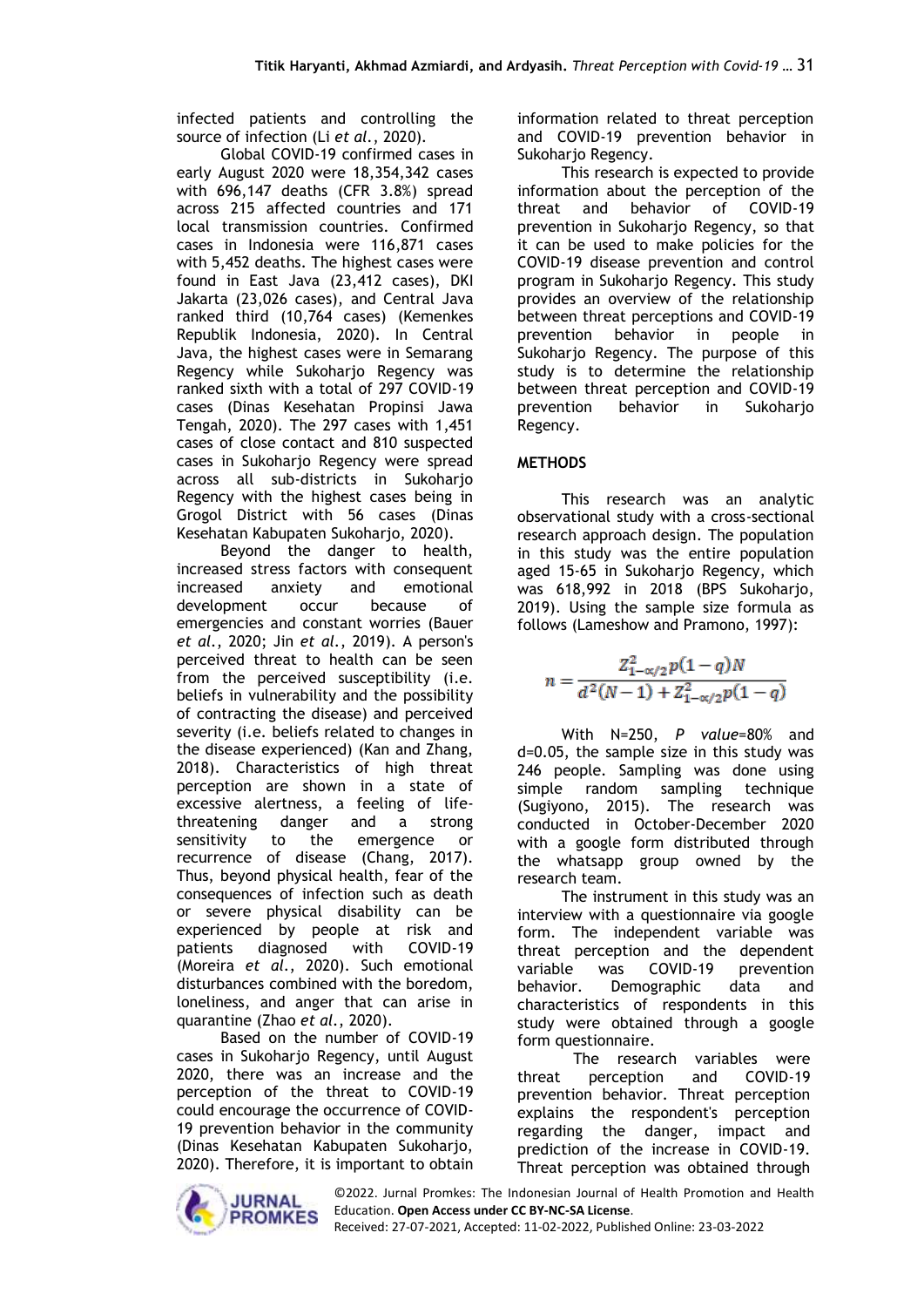infected patients and controlling the source of infection (Li *et al.*, 2020).

Global COVID-19 confirmed cases in early August 2020 were 18,354,342 cases with 696,147 deaths (CFR 3.8%) spread across 215 affected countries and 171 local transmission countries. Confirmed cases in Indonesia were 116,871 cases with 5,452 deaths. The highest cases were found in East Java (23,412 cases), DKI Jakarta (23,026 cases), and Central Java ranked third (10,764 cases) (Kemenkes Republik Indonesia, 2020). In Central Java, the highest cases were in Semarang Regency while Sukoharjo Regency was ranked sixth with a total of 297 COVID-19 cases (Dinas Kesehatan Propinsi Jawa Tengah, 2020). The 297 cases with 1,451 cases of close contact and 810 suspected cases in Sukoharjo Regency were spread across all sub-districts in Sukoharjo Regency with the highest cases being in Grogol District with 56 cases (Dinas Kesehatan Kabupaten Sukoharjo, 2020).

Beyond the danger to health, increased stress factors with consequent increased anxiety and emotional development occur because of emergencies and constant worries (Bauer *et al.*, 2020; Jin *et al.*, 2019). A person's perceived threat to health can be seen from the perceived susceptibility (i.e. beliefs in vulnerability and the possibility of contracting the disease) and perceived severity (i.e. beliefs related to changes in the disease experienced) (Kan and Zhang, 2018). Characteristics of high threat perception are shown in a state of excessive alertness, a feeling of life-threatening danger and a strong sensitivity to the emergence or recurrence of disease (Chang, 2017). Thus, beyond physical health, fear of the consequences of infection such as death or severe physical disability can be experienced by people at risk and patients diagnosed with COVID-19 (Moreira *et al.*, 2020). Such emotional disturbances combined with the boredom, loneliness, and anger that can arise in quarantine (Zhao *et al.*, 2020).

Based on the number of COVID-19 cases in Sukoharjo Regency, until August 2020, there was an increase and the perception of the threat to COVID-19 could encourage the occurrence of COVID-19 prevention behavior in the community (Dinas Kesehatan Kabupaten Sukoharjo, 2020). Therefore, it is important to obtain information related to threat perception and COVID-19 prevention behavior in Sukoharjo Regency.

This research is expected to provide information about the perception of the threat and behavior of COVID-19 prevention in Sukoharjo Regency, so that it can be used to make policies for the COVID-19 disease prevention and control program in Sukoharjo Regency. This study provides an overview of the relationship between threat perceptions and COVID-19 prevention behavior in people in Sukoharjo Regency. The purpose of this study is to determine the relationship between threat perception and COVID-19 prevention behavior in Sukoharjo Regency.

## METHODS

This research was an analytic observational study with a cross-sectional research approach design. The population in this study was the entire population aged 15-65 in Sukoharjo Regency, which was 618,992 in 2018 (BPS Sukoharjo, 2019). Using the sample size formula as follows (Lameshow and Pramono, 1997):

$$n = \frac{Z^2_{1-\alpha/2}\, p(1-q)N}{d^2(N-1) + Z^2_{1-\alpha/2}\, p(1-q)}$$

With N=250, *P value*=80% and d=0.05, the sample size in this study was 246 people. Sampling was done using simple random sampling technique (Sugiyono, 2015). The research was conducted in October-December 2020 with a google form distributed through the whatsapp group owned by the research team.

The instrument in this study was an interview with a questionnaire via google form. The independent variable was threat perception and the dependent variable was COVID-19 prevention behavior. Demographic data and characteristics of respondents in this study were obtained through a google form questionnaire.

The research variables were threat perception and COVID-19 prevention behavior. Threat perception explains the respondent's perception regarding the danger, impact and prediction of the increase in COVID-19. Threat perception was obtained through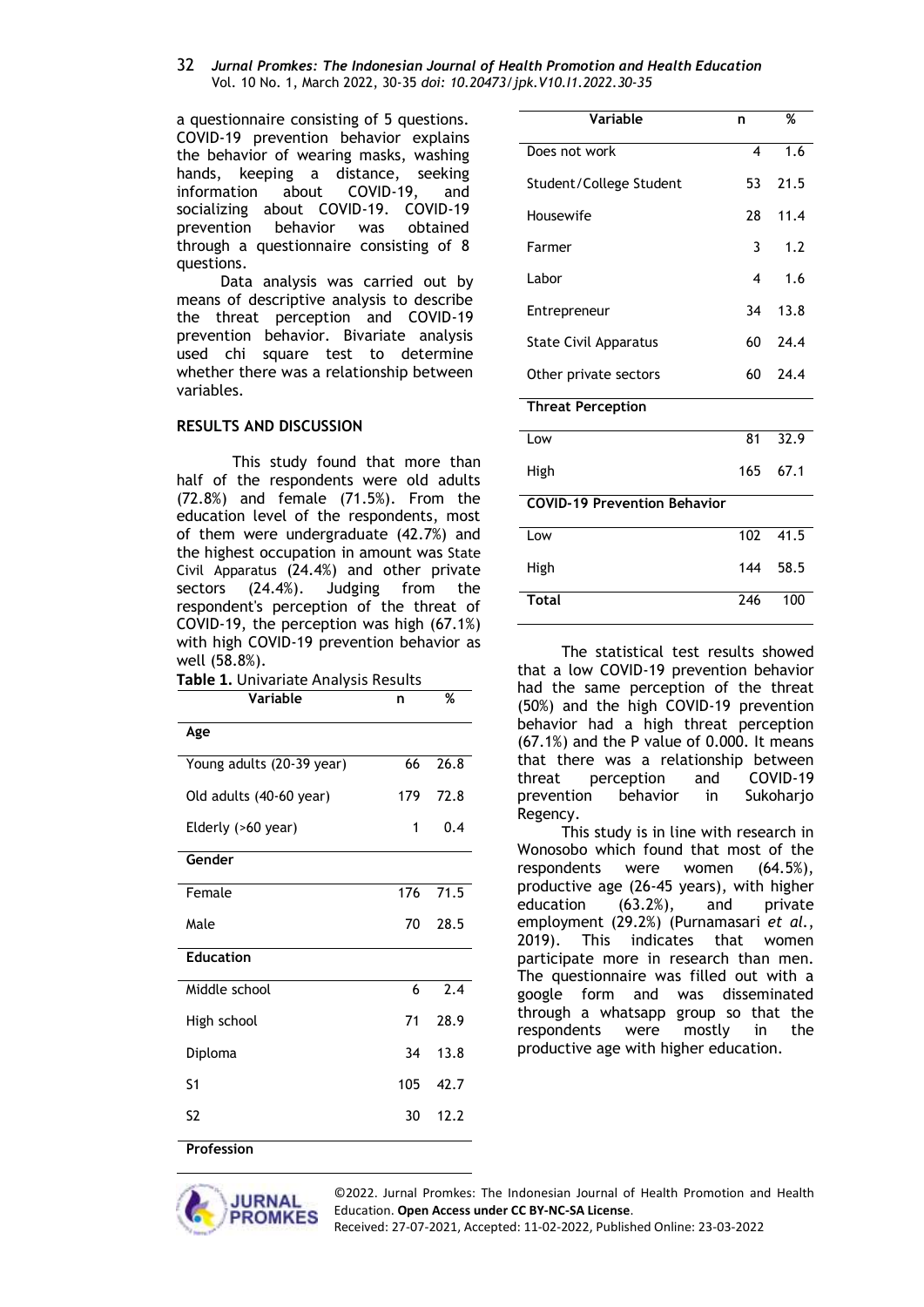a questionnaire consisting of 5 questions. COVID-19 prevention behavior explains the behavior of wearing masks, washing hands, keeping a distance, seeking information about COVID-19, and socializing about COVID-19. COVID-19 prevention behavior was obtained through a questionnaire consisting of 8 questions.

Data analysis was carried out by means of descriptive analysis to describe the threat perception and COVID-19 prevention behavior. Bivariate analysis used chi square test to determine whether there was a relationship between variables.

## RESULTS AND DISCUSSION

This study found that more than half of the respondents were old adults (72.8%) and female (71.5%). From the education level of the respondents, most of them were undergraduate (42.7%) and the highest occupation in amount was State Civil Apparatus (24.4%) and other private sectors (24.4%). Judging from the respondent's perception of the threat of COVID-19, the perception was high (67.1%) with high COVID-19 prevention behavior as well (58.8%).

**Table 1.** Univariate Analysis Results

| Variable | n | % |
|---|---|---|
| **Age** | | |
| Young adults (20-39 year) | 66 | 26.8 |
| Old adults (40-60 year) | 179 | 72.8 |
| Elderly (>60 year) | 1 | 0.4 |
| **Gender** | | |
| Female | 176 | 71.5 |
| Male | 70 | 28.5 |
| **Education** | | |
| Middle school | 6 | 2.4 |
| High school | 71 | 28.9 |
| Diploma | 34 | 13.8 |
| S1 | 105 | 42.7 |
| S2 | 30 | 12.2 |
| **Profession** | | |
| Does not work | 4 | 1.6 |
| Student/College Student | 53 | 21.5 |
| Housewife | 28 | 11.4 |
| Farmer | 3 | 1.2 |
| Labor | 4 | 1.6 |
| Entrepreneur | 34 | 13.8 |
| State Civil Apparatus | 60 | 24.4 |
| Other private sectors | 60 | 24.4 |
| **Threat Perception** | | |
| Low | 81 | 32.9 |
| High | 165 | 67.1 |
| **COVID-19 Prevention Behavior** | | |
| Low | 102 | 41.5 |
| High | 144 | 58.5 |
| **Total** | 246 | 100 |

The statistical test results showed that a low COVID-19 prevention behavior had the same perception of the threat (50%) and the high COVID-19 prevention behavior had a high threat perception (67.1%) and the P value of 0.000. It means that there was a relationship between threat perception and COVID-19 prevention behavior in Sukoharjo Regency.

This study is in line with research in Wonosobo which found that most of the respondents were women (64.5%), productive age (26-45 years), with higher education (63.2%), and private employment (29.2%) (Purnamasari *et al.*, 2019). This indicates that women participate more in research than men. The questionnaire was filled out with a google form and was disseminated through a whatsapp group so that the respondents were mostly in the productive age with higher education.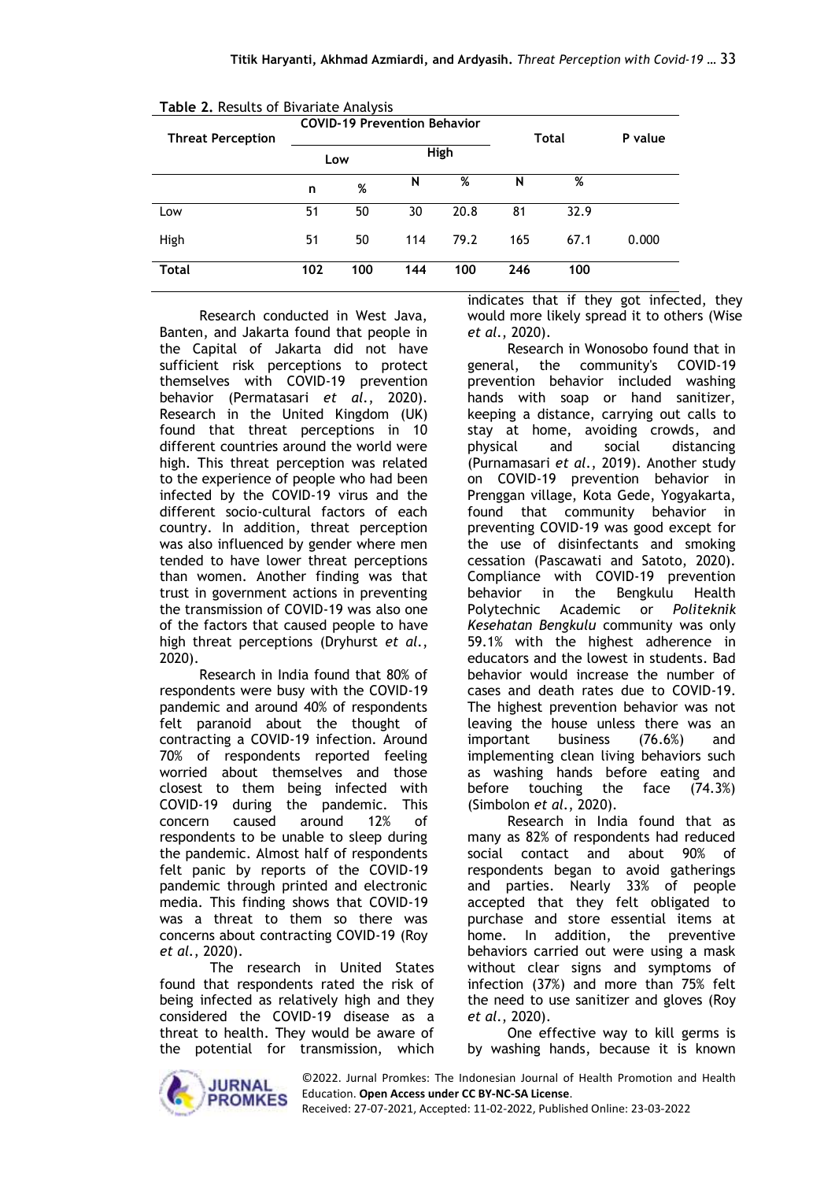**Table 2.** Results of Bivariate Analysis

| Threat Perception | COVID-19 Prevention Behavior | | | | Total | | P value |
|---|---|---|---|---|---|---|---|
| | Low | | High | | | | |
| | n | % | N | % | N | % | |
| Low | 51 | 50 | 30 | 20.8 | 81 | 32.9 | |
| High | 51 | 50 | 114 | 79.2 | 165 | 67.1 | 0.000 |
| **Total** | **102** | **100** | **144** | **100** | **246** | **100** | |

Research conducted in West Java, Banten, and Jakarta found that people in the Capital of Jakarta did not have sufficient risk perceptions to protect themselves with COVID-19 prevention behavior (Permatasari *et al.*, 2020). Research in the United Kingdom (UK) found that threat perceptions in 10 different countries around the world were high. This threat perception was related to the experience of people who had been infected by the COVID-19 virus and the different socio-cultural factors of each country. In addition, threat perception was also influenced by gender where men tended to have lower threat perceptions than women. Another finding was that trust in government actions in preventing the transmission of COVID-19 was also one of the factors that caused people to have high threat perceptions (Dryhurst *et al.*, 2020).

Research in India found that 80% of respondents were busy with the COVID-19 pandemic and around 40% of respondents felt paranoid about the thought of contracting a COVID-19 infection. Around 70% of respondents reported feeling worried about themselves and those closest to them being infected with COVID-19 during the pandemic. This concern caused around 12% of respondents to be unable to sleep during the pandemic. Almost half of respondents felt panic by reports of the COVID-19 pandemic through printed and electronic media. This finding shows that COVID-19 was a threat to them so there was concerns about contracting COVID-19 (Roy *et al.*, 2020).

The research in United States found that respondents rated the risk of being infected as relatively high and they considered the COVID-19 disease as a threat to health. They would be aware of the potential for transmission, which indicates that if they got infected, they would more likely spread it to others (Wise *et al.*, 2020).

Research in Wonosobo found that in general, the community's COVID-19 prevention behavior included washing hands with soap or hand sanitizer, keeping a distance, carrying out calls to stay at home, avoiding crowds, and physical and social distancing (Purnamasari *et al.*, 2019). Another study on COVID-19 prevention behavior in Prenggan village, Kota Gede, Yogyakarta, found that community behavior in preventing COVID-19 was good except for the use of disinfectants and smoking cessation (Pascawati and Satoto, 2020). Compliance with COVID-19 prevention behavior in the Bengkulu Health Polytechnic Academic or *Politeknik Kesehatan Bengkulu* community was only 59.1% with the highest adherence in educators and the lowest in students. Bad behavior would increase the number of cases and death rates due to COVID-19. The highest prevention behavior was not leaving the house unless there was an important business (76.6%) and implementing clean living behaviors such as washing hands before eating and before touching the face (74.3%) (Simbolon *et al.*, 2020).

Research in India found that as many as 82% of respondents had reduced social contact and about 90% of respondents began to avoid gatherings and parties. Nearly 33% of people accepted that they felt obligated to purchase and store essential items at home. In addition, the preventive behaviors carried out were using a mask without clear signs and symptoms of infection (37%) and more than 75% felt the need to use sanitizer and gloves (Roy *et al.*, 2020).

One effective way to kill germs is by washing hands, because it is known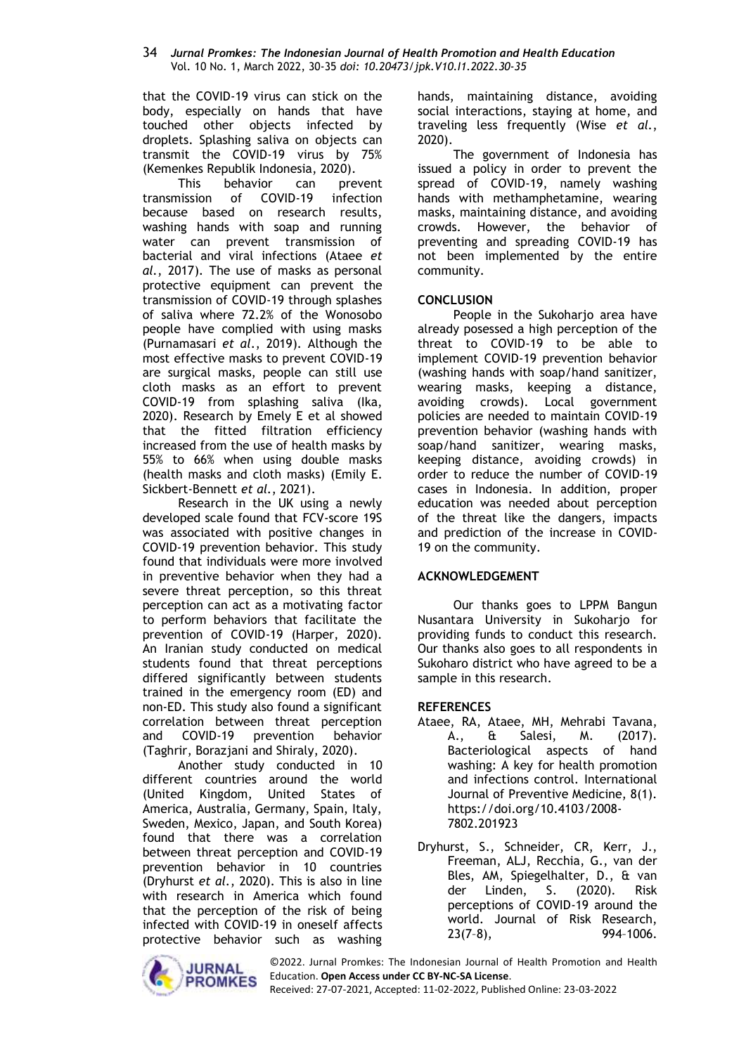that the COVID-19 virus can stick on the body, especially on hands that have touched other objects infected by droplets. Splashing saliva on objects can transmit the COVID-19 virus by 75% (Kemenkes Republik Indonesia, 2020).

This behavior can prevent transmission of COVID-19 infection because based on research results, washing hands with soap and running water can prevent transmission of bacterial and viral infections (Ataee *et al.*, 2017). The use of masks as personal protective equipment can prevent the transmission of COVID-19 through splashes of saliva where 72.2% of the Wonosobo people have complied with using masks (Purnamasari *et al.*, 2019). Although the most effective masks to prevent COVID-19 are surgical masks, people can still use cloth masks as an effort to prevent COVID-19 from splashing saliva (Ika, 2020). Research by Emely E et al showed that the fitted filtration efficiency increased from the use of health masks by 55% to 66% when using double masks (health masks and cloth masks) (Emily E. Sickbert-Bennett *et al.*, 2021).

Research in the UK using a newly developed scale found that FCV-score 19S was associated with positive changes in COVID-19 prevention behavior. This study found that individuals were more involved in preventive behavior when they had a severe threat perception, so this threat perception can act as a motivating factor to perform behaviors that facilitate the prevention of COVID-19 (Harper, 2020). An Iranian study conducted on medical students found that threat perceptions differed significantly between students trained in the emergency room (ED) and non-ED. This study also found a significant correlation between threat perception and COVID-19 prevention behavior (Taghrir, Borazjani and Shiraly, 2020).

Another study conducted in 10 different countries around the world (United Kingdom, United States of America, Australia, Germany, Spain, Italy, Sweden, Mexico, Japan, and South Korea) found that there was a correlation between threat perception and COVID-19 prevention behavior in 10 countries (Dryhurst *et al.*, 2020). This is also in line with research in America which found that the perception of the risk of being infected with COVID-19 in oneself affects protective behavior such as washing hands, maintaining distance, avoiding social interactions, staying at home, and traveling less frequently (Wise *et al.*, 2020).

The government of Indonesia has issued a policy in order to prevent the spread of COVID-19, namely washing hands with methamphetamine, wearing masks, maintaining distance, and avoiding crowds. However, the behavior of preventing and spreading COVID-19 has not been implemented by the entire community.

## CONCLUSION

People in the Sukoharjo area have already posessed a high perception of the threat to COVID-19 to be able to implement COVID-19 prevention behavior (washing hands with soap/hand sanitizer, wearing masks, keeping a distance, avoiding crowds). Local government policies are needed to maintain COVID-19 prevention behavior (washing hands with soap/hand sanitizer, wearing masks, keeping distance, avoiding crowds) in order to reduce the number of COVID-19 cases in Indonesia. In addition, proper education was needed about perception of the threat like the dangers, impacts and prediction of the increase in COVID-19 on the community.

## ACKNOWLEDGEMENT

Our thanks goes to LPPM Bangun Nusantara University in Sukoharjo for providing funds to conduct this research. Our thanks also goes to all respondents in Sukoharo district who have agreed to be a sample in this research.

## REFERENCES

Ataee, RA, Ataee, MH, Mehrabi Tavana, A., & Salesi, M. (2017). Bacteriological aspects of hand washing: A key for health promotion and infections control. International Journal of Preventive Medicine, 8(1). https://doi.org/10.4103/2008-7802.201923

Dryhurst, S., Schneider, CR, Kerr, J., Freeman, ALJ, Recchia, G., van der Bles, AM, Spiegelhalter, D., & van der Linden, S. (2020). Risk perceptions of COVID-19 around the world. Journal of Risk Research, 23(7–8), 994–1006.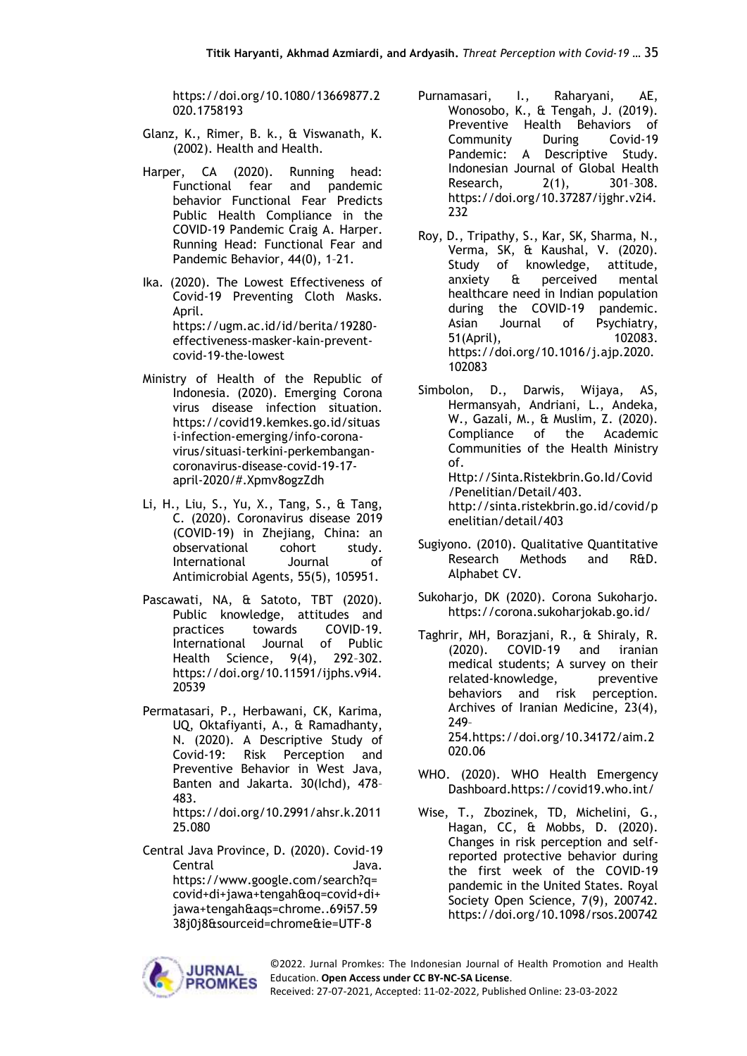https://doi.org/10.1080/13669877.2020.1758193

Glanz, K., Rimer, B. k., & Viswanath, K. (2002). Health and Health.

Harper, CA (2020). Running head: Functional fear and pandemic behavior Functional Fear Predicts Public Health Compliance in the COVID-19 Pandemic Craig A. Harper. Running Head: Functional Fear and Pandemic Behavior, 44(0), 1–21.

Ika. (2020). The Lowest Effectiveness of Covid-19 Preventing Cloth Masks. April. https://ugm.ac.id/id/berita/19280-effectiveness-masker-kain-prevent-covid-19-the-lowest

Ministry of Health of the Republic of Indonesia. (2020). Emerging Corona virus disease infection situation. https://covid19.kemkes.go.id/situasi-infection-emerging/info-corona-virus/situasi-terkini-perkembangan-coronavirus-disease-covid-19-17-april-2020/#.Xpmv8ogzZdh

Li, H., Liu, S., Yu, X., Tang, S., & Tang, C. (2020). Coronavirus disease 2019 (COVID-19) in Zhejiang, China: an observational cohort study. International Journal of Antimicrobial Agents, 55(5), 105951.

Pascawati, NA, & Satoto, TBT (2020). Public knowledge, attitudes and practices towards COVID-19. International Journal of Public Health Science, 9(4), 292–302. https://doi.org/10.11591/ijphs.v9i4.20539

Permatasari, P., Herbawani, CK, Karima, UQ, Oktafiyanti, A., & Ramadhanty, N. (2020). A Descriptive Study of Covid-19: Risk Perception and Preventive Behavior in West Java, Banten and Jakarta. 30(Ichd), 478–483. https://doi.org/10.2991/ahsr.k.201125.080

Central Java Province, D. (2020). Covid-19 Central Java. https://www.google.com/search?q=covid+di+jawa+tengah&oq=covid+di+jawa+tengah&aqs=chrome..69i57.5938j0j8&sourceid=chrome&ie=UTF-8

Purnamasari, I., Raharyani, AE, Wonosobo, K., & Tengah, J. (2019). Preventive Health Behaviors of Community During Covid-19 Pandemic: A Descriptive Study. Indonesian Journal of Global Health Research, 2(1), 301–308. https://doi.org/10.37287/ijghr.v2i4.232

Roy, D., Tripathy, S., Kar, SK, Sharma, N., Verma, SK, & Kaushal, V. (2020). Study of knowledge, attitude, anxiety & perceived mental healthcare need in Indian population during the COVID-19 pandemic. Asian Journal of Psychiatry, 51(April), 102083. https://doi.org/10.1016/j.ajp.2020.102083

Simbolon, D., Darwis, Wijaya, AS, Hermansyah, Andriani, L., Andeka, W., Gazali, M., & Muslim, Z. (2020). Compliance of the Academic Communities of the Health Ministry of. Http://Sinta.Ristekbrin.Go.Id/Covid/Penelitian/Detail/403. http://sinta.ristekbrin.go.id/covid/penelitian/detail/403

Sugiyono. (2010). Qualitative Quantitative Research Methods and R&D. Alphabet CV.

Sukoharjo, DK (2020). Corona Sukoharjo. https://corona.sukoharjokab.go.id/

Taghrir, MH, Borazjani, R., & Shiraly, R. (2020). COVID-19 and iranian medical students; A survey on their related-knowledge, preventive behaviors and risk perception. Archives of Iranian Medicine, 23(4), 249–254.https://doi.org/10.34172/aim.2020.06

WHO. (2020). WHO Health Emergency Dashboard.https://covid19.who.int/

Wise, T., Zbozinek, TD, Michelini, G., Hagan, CC, & Mobbs, D. (2020). Changes in risk perception and self-reported protective behavior during the first week of the COVID-19 pandemic in the United States. Royal Society Open Science, 7(9), 200742. https://doi.org/10.1098/rsos.200742